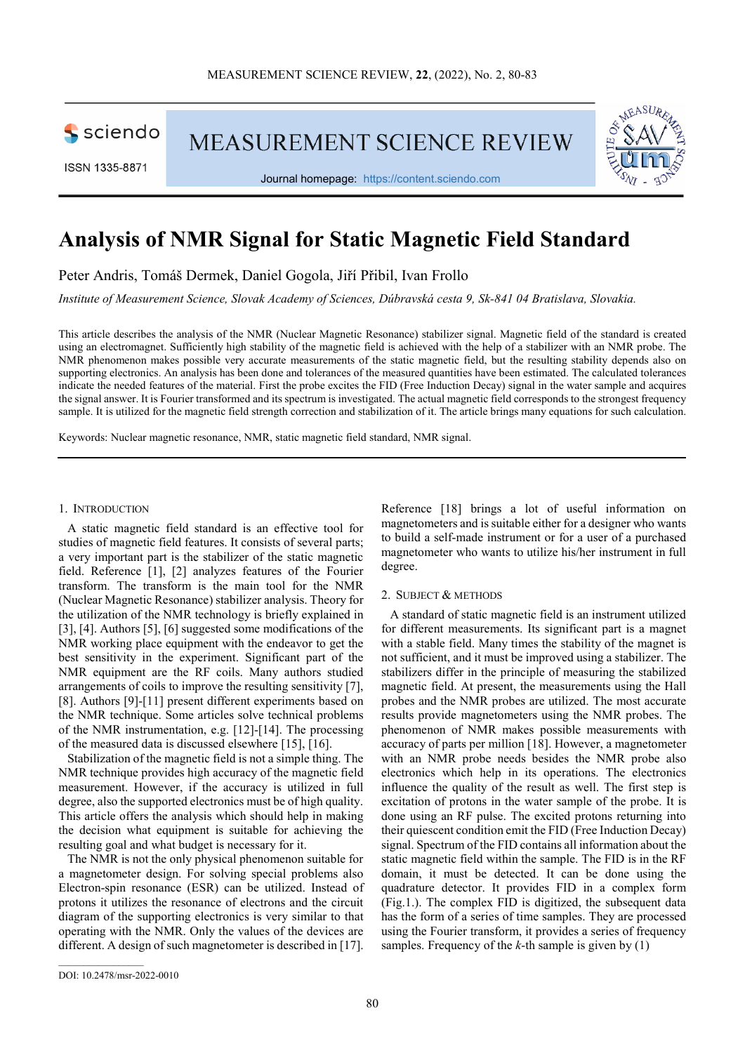# Analysis of NMR Signal for Static Magnetic Field Standard

Peter Andris, Tomáš Dermek, Daniel Gogola, Jiří Přibil, Ivan Frollo

*Institute of Measurement Science, Slovak Academy of Sciences, Dúbravská cesta 9, Sk-841 04 Bratislava, Slovakia.*

This article describes the analysis of the NMR (Nuclear Magnetic Resonance) stabilizer signal. Magnetic field of the standard is created using an electromagnet. Sufficiently high stability of the magnetic field is achieved with the help of a stabilizer with an NMR probe. The NMR phenomenon makes possible very accurate measurements of the static magnetic field, but the resulting stability depends also on supporting electronics. An analysis has been done and tolerances of the measured quantities have been estimated. The calculated tolerances indicate the needed features of the material. First the probe excites the FID (Free Induction Decay) signal in the water sample and acquires the signal answer. It is Fourier transformed and its spectrum is investigated. The actual magnetic field corresponds to the strongest frequency sample. It is utilized for the magnetic field strength correction and stabilization of it. The article brings many equations for such calculation.

Keywords: Nuclear magnetic resonance, NMR, static magnetic field standard, NMR signal.

## 1. Introduction

A static magnetic field standard is an effective tool for studies of magnetic field features. It consists of several parts; a very important part is the stabilizer of the static magnetic field. Reference [1], [2] analyzes features of the Fourier transform. The transform is the main tool for the NMR (Nuclear Magnetic Resonance) stabilizer analysis. Theory for the utilization of the NMR technology is briefly explained in [3], [4]. Authors [5], [6] suggested some modifications of the NMR working place equipment with the endeavor to get the best sensitivity in the experiment. Significant part of the NMR equipment are the RF coils. Many authors studied arrangements of coils to improve the resulting sensitivity [7], [8]. Authors [9]-[11] present different experiments based on the NMR technique. Some articles solve technical problems of the NMR instrumentation, e.g. [12]-[14]. The processing of the measured data is discussed elsewhere [15], [16].

Stabilization of the magnetic field is not a simple thing. The NMR technique provides high accuracy of the magnetic field measurement. However, if the accuracy is utilized in full degree, also the supported electronics must be of high quality. This article offers the analysis which should help in making the decision what equipment is suitable for achieving the resulting goal and what budget is necessary for it.

The NMR is not the only physical phenomenon suitable for a magnetometer design. For solving special problems also Electron-spin resonance (ESR) can be utilized. Instead of protons it utilizes the resonance of electrons and the circuit diagram of the supporting electronics is very similar to that operating with the NMR. Only the values of the devices are different. A design of such magnetometer is described in [17]. Reference [18] brings a lot of useful information on magnetometers and is suitable either for a designer who wants to build a self-made instrument or for a user of a purchased magnetometer who wants to utilize his/her instrument in full degree.

## 2. Subject & Methods

A standard of static magnetic field is an instrument utilized for different measurements. Its significant part is a magnet with a stable field. Many times the stability of the magnet is not sufficient, and it must be improved using a stabilizer. The stabilizers differ in the principle of measuring the stabilized magnetic field. At present, the measurements using the Hall probes and the NMR probes are utilized. The most accurate results provide magnetometers using the NMR probes. The phenomenon of NMR makes possible measurements with accuracy of parts per million [18]. However, a magnetometer with an NMR probe needs besides the NMR probe also electronics which help in its operations. The electronics influence the quality of the result as well. The first step is excitation of protons in the water sample of the probe. It is done using an RF pulse. The excited protons returning into their quiescent condition emit the FID (Free Induction Decay) signal. Spectrum of the FID contains all information about the static magnetic field within the sample. The FID is in the RF domain, it must be detected. It can be done using the quadrature detector. It provides FID in a complex form (Fig.1.). The complex FID is digitized, the subsequent data has the form of a series of time samples. They are processed using the Fourier transform, it provides a series of frequency samples. Frequency of the $k$-th sample is given by (1)

DOI: 10.2478/msr-2022-0010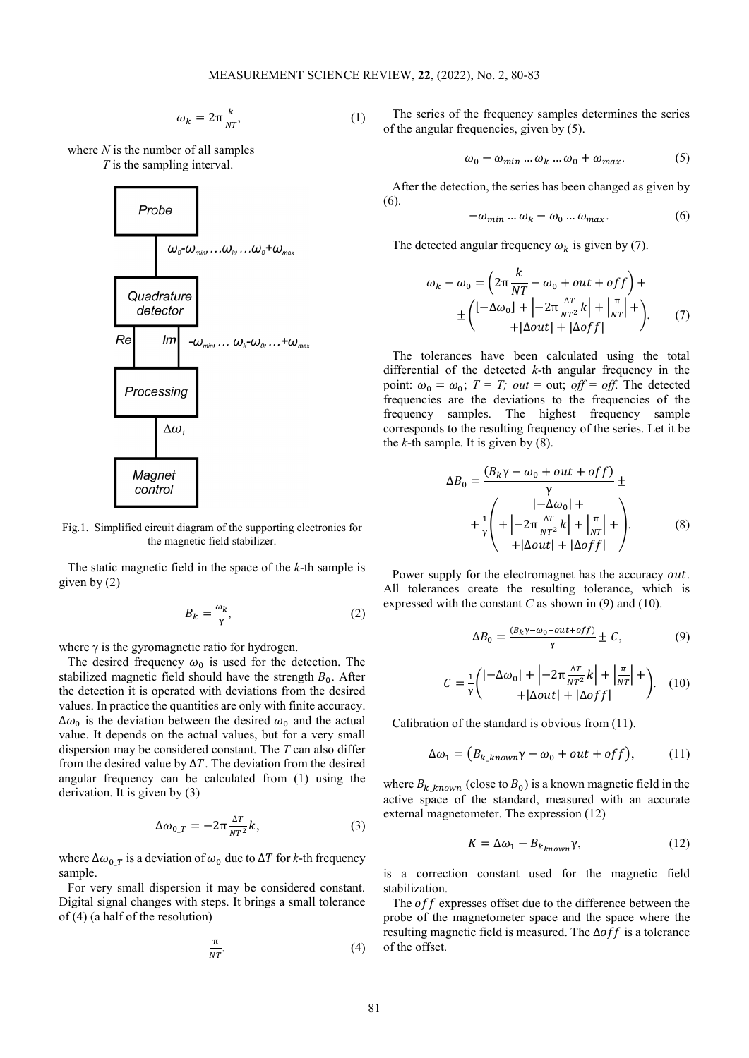$$\omega_k = 2\pi \frac{k}{NT}, \tag{1}$$

where $N$ is the number of all samples
$T$ is the sampling interval.

Fig.1. Simplified circuit diagram of the supporting electronics for the magnetic field stabilizer.

The static magnetic field in the space of the $k$-th sample is given by (2)

$$B_k = \frac{\omega_k}{\gamma}, \tag{2}$$

where γ is the gyromagnetic ratio for hydrogen.

The desired frequency $\omega_0$ is used for the detection. The stabilized magnetic field should have the strength $B_0$. After the detection it is operated with deviations from the desired values. In practice the quantities are only with finite accuracy. $\Delta\omega_0$ is the deviation between the desired $\omega_0$ and the actual value. It depends on the actual values, but for a very small dispersion may be considered constant. The $T$ can also differ from the desired value by $\Delta T$. The deviation from the desired angular frequency can be calculated from (1) using the derivation. It is given by (3)

$$\Delta\omega_{0\_T} = -2\pi \frac{\Delta T}{NT^2} k, \tag{3}$$

where $\Delta\omega_{0\_T}$ is a deviation of $\omega_0$ due to $\Delta T$ for $k$-th frequency sample.

For very small dispersion it may be considered constant. Digital signal changes with steps. It brings a small tolerance of (4) (a half of the resolution)

$$\frac{\pi}{NT}. \tag{4}$$

The series of the frequency samples determines the series of the angular frequencies, given by (5).

$$\omega_0 - \omega_{min} \dots \omega_k \dots \omega_0 + \omega_{max}. \tag{5}$$

After the detection, the series has been changed as given by (6).

$$-\omega_{min} \dots \omega_k - \omega_0 \dots \omega_{max}. \tag{6}$$

The detected angular frequency $\omega_k$ is given by (7).

$$\omega_k - \omega_0 = \left(2\pi \frac{k}{NT} - \omega_0 + out + off\right) + \pm \left( \begin{matrix} |-\Delta\omega_0| + \left|-2\pi \frac{\Delta T}{NT^2} k\right| + \left|\frac{\pi}{NT}\right| + \\ + |\Delta out| + |\Delta off| \end{matrix} \right). \tag{7}$$

The tolerances have been calculated using the total differential of the detected $k$-th angular frequency in the point: $\omega_0 = \omega_0$; $T = T$; $out$ = out; $off = off$. The detected frequencies are the deviations to the frequencies of the frequency samples. The highest frequency sample corresponds to the resulting frequency of the series. Let it be the $k$-th sample. It is given by (8).

$$\Delta B_0 = \frac{(B_k\gamma - \omega_0 + out + off)}{\gamma} \pm + \frac{1}{\gamma} \left( \begin{matrix} |-\Delta\omega_0| + \\ + \left|-2\pi \frac{\Delta T}{NT^2} k\right| + \left|\frac{\pi}{NT}\right| + \\ + |\Delta out| + |\Delta off| \end{matrix} \right). \tag{8}$$

Power supply for the electromagnet has the accuracy $out$. All tolerances create the resulting tolerance, which is expressed with the constant $C$ as shown in (9) and (10).

$$\Delta B_0 = \frac{(B_k\gamma - \omega_0 + out + off)}{\gamma} \pm C, \tag{9}$$

$$C = \frac{1}{\gamma} \left( \begin{matrix} |-\Delta\omega_0| + \left|-2\pi \frac{\Delta T}{NT^2} k\right| + \left|\frac{\pi}{NT}\right| + \\ + |\Delta out| + |\Delta off| \end{matrix} \right). \tag{10}$$

Calibration of the standard is obvious from (11).

$$\Delta\omega_1 = \left(B_{k\_known}\gamma - \omega_0 + out + off\right), \tag{11}$$

where $B_{k\_known}$ (close to $B_0$) is a known magnetic field in the active space of the standard, measured with an accurate external magnetometer. The expression (12)

$$K = \Delta\omega_1 - B_{k_{known}}\gamma, \tag{12}$$

is a correction constant used for the magnetic field stabilization.

The $off$ expresses offset due to the difference between the probe of the magnetometer space and the space where the resulting magnetic field is measured. The $\Delta off$ is a tolerance of the offset.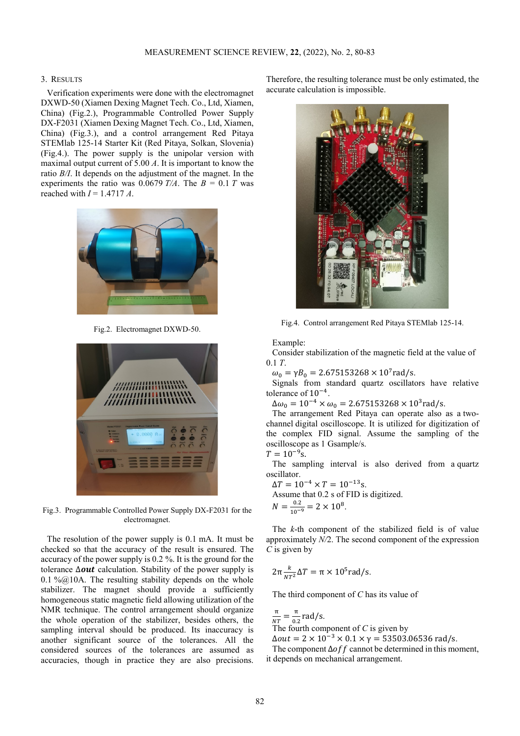## 3. Results

Verification experiments were done with the electromagnet DXWD-50 (Xiamen Dexing Magnet Tech. Co., Ltd, Xiamen, China) (Fig.2.), Programmable Controlled Power Supply DX-F2031 (Xiamen Dexing Magnet Tech. Co., Ltd, Xiamen, China) (Fig.3.), and a control arrangement Red Pitaya STEMlab 125-14 Starter Kit (Red Pitaya, Solkan, Slovenia) (Fig.4.). The power supply is the unipolar version with maximal output current of 5.00 *A*. It is important to know the ratio *B/I*. It depends on the adjustment of the magnet. In the experiments the ratio was 0.0679 *T/A*. The $B = 0.1$ *T* was reached with $I = 1.4717$ *A*.

Fig.2. Electromagnet DXWD-50.

Fig.3. Programmable Controlled Power Supply DX-F2031 for the electromagnet.

The resolution of the power supply is 0.1 mA. It must be checked so that the accuracy of the result is ensured. The accuracy of the power supply is 0.2 %. It is the ground for the tolerance $\Delta out$ calculation. Stability of the power supply is 0.1 %@10A. The resulting stability depends on the whole stabilizer. The magnet should provide a sufficiently homogeneous static magnetic field allowing utilization of the NMR technique. The control arrangement should organize the whole operation of the stabilizer, besides others, the sampling interval should be produced. Its inaccuracy is another significant source of the tolerances. All the considered sources of the tolerances are assumed as accuracies, though in practice they are also precisions. Therefore, the resulting tolerance must be only estimated, the accurate calculation is impossible.

Fig.4. Control arrangement Red Pitaya STEMlab 125-14.

Example:

Consider stabilization of the magnetic field at the value of 0.1 *T*.

$\omega_0 = \gamma B_0 = 2.675153268 \times 10^7 \text{rad/s}$.

Signals from standard quartz oscillators have relative tolerance of $10^{-4}$.

$\Delta\omega_0 = 10^{-4} \times \omega_0 = 2.675153268 \times 10^3 \text{rad/s}$.

The arrangement Red Pitaya can operate also as a two-channel digital oscilloscope. It is utilized for digitization of the complex FID signal. Assume the sampling of the oscilloscope as 1 Gsample/s.

$T = 10^{-9}\text{s}$.

The sampling interval is also derived from a quartz oscillator.

$\Delta T = 10^{-4} \times T = 10^{-13}\text{s}$.

Assume that 0.2 s of FID is digitized.

$N = \frac{0.2}{10^{-9}} = 2 \times 10^8$.

The *k*-th component of the stabilized field is of value approximately *N*/2. The second component of the expression *C* is given by

$$2\pi \frac{k}{NT^2} \Delta T = \pi \times 10^5 \text{rad/s}.$$

The third component of *C* has its value of

$\frac{\pi}{NT} = \frac{\pi}{0.2} \text{rad/s}$.

The fourth component of *C* is given by

$\Delta out = 2 \times 10^{-3} \times 0.1 \times \gamma = 53503.06536 \text{ rad/s}$.

The component $\Delta off$ cannot be determined in this moment, it depends on mechanical arrangement.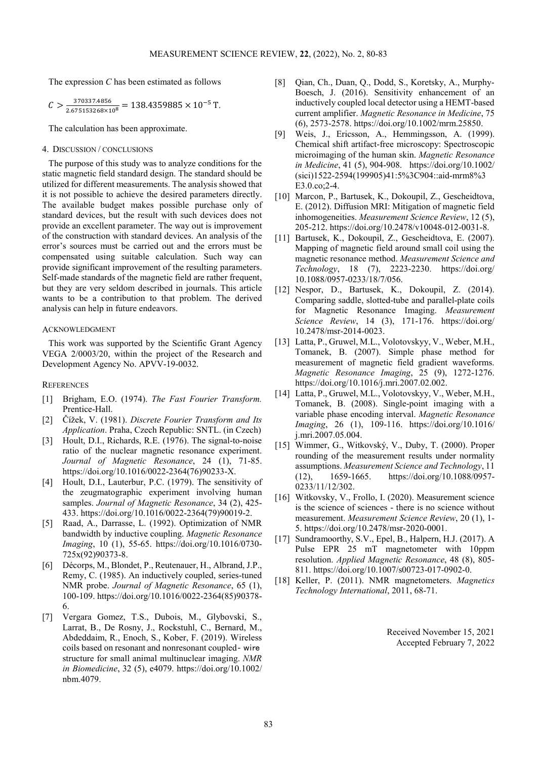The expression $C$ has been estimated as follows

$$C > \frac{370337.4856}{2.675153268 \times 10^{8}} = 138.4359885 \times 10^{-5}\ \text{T}.$$

The calculation has been approximate.

## 4. Discussion / conclusions

The purpose of this study was to analyze conditions for the static magnetic field standard design. The standard should be utilized for different measurements. The analysis showed that it is not possible to achieve the desired parameters directly. The available budget makes possible purchase only of standard devices, but the result with such devices does not provide an excellent parameter. The way out is improvement of the construction with standard devices. An analysis of the error's sources must be carried out and the errors must be compensated using suitable calculation. Such way can provide significant improvement of the resulting parameters. Self-made standards of the magnetic field are rather frequent, but they are very seldom described in journals. This article wants to be a contribution to that problem. The derived analysis can help in future endeavors.

## Acknowledgment

This work was supported by the Scientific Grant Agency VEGA 2/0003/20, within the project of the Research and Development Agency No. APVV-19-0032.

## References

[1] Brigham, E.O. (1974). *The Fast Fourier Transform.* Prentice-Hall.

[2] Čížek, V. (1981). *Discrete Fourier Transform and Its Application*. Praha, Czech Republic: SNTL. (in Czech)

[3] Hoult, D.I., Richards, R.E. (1976). The signal-to-noise ratio of the nuclear magnetic resonance experiment. *Journal of Magnetic Resonance*, 24 (1), 71-85. https://doi.org/10.1016/0022-2364(76)90233-X.

[4] Hoult, D.I., Lauterbur, P.C. (1979). The sensitivity of the zeugmatographic experiment involving human samples. *Journal of Magnetic Resonance*, 34 (2), 425-433. https://doi.org/10.1016/0022-2364(79)90019-2.

[5] Raad, A., Darrasse, L. (1992). Optimization of NMR bandwidth by inductive coupling. *Magnetic Resonance Imaging*, 10 (1), 55-65. https://doi.org/10.1016/0730-725x(92)90373-8.

[6] Décorps, M., Blondet, P., Reutenauer, H., Albrand, J.P., Remy, C. (1985). An inductively coupled, series-tuned NMR probe. *Journal of Magnetic Resonance*, 65 (1), 100-109. https://doi.org/10.1016/0022-2364(85)90378-6.

[7] Vergara Gomez, T.S., Dubois, M., Glybovski, S., Larrat, B., De Rosny, J., Rockstuhl, C., Bernard, M., Abdeddaim, R., Enoch, S., Kober, F. (2019). Wireless coils based on resonant and nonresonant coupled‐wire structure for small animal multinuclear imaging. *NMR in Biomedicine*, 32 (5), e4079. https://doi.org/10.1002/nbm.4079.

[8] Qian, Ch., Duan, Q., Dodd, S., Koretsky, A., Murphy-Boesch, J. (2016). Sensitivity enhancement of an inductively coupled local detector using a HEMT-based current amplifier. *Magnetic Resonance in Medicine*, 75 (6), 2573-2578. https://doi.org/10.1002/mrm.25850.

[9] Weis, J., Ericsson, A., Hemmingsson, A. (1999). Chemical shift artifact-free microscopy: Spectroscopic microimaging of the human skin. *Magnetic Resonance in Medicine*, 41 (5), 904-908. https://doi.org/10.1002/(sici)1522-2594(199905)41:5%3C904::aid-mrm8%3E3.0.co;2-4.

[10] Marcon, P., Bartusek, K., Dokoupil, Z., Gescheidtova, E. (2012). Diffusion MRI: Mitigation of magnetic field inhomogeneities. *Measurement Science Review*, 12 (5), 205-212. https://doi.org/10.2478/v10048-012-0031-8.

[11] Bartusek, K., Dokoupil, Z., Gescheidtova, E. (2007). Mapping of magnetic field around small coil using the magnetic resonance method. *Measurement Science and Technology*, 18 (7), 2223-2230. https://doi.org/10.1088/0957-0233/18/7/056.

[12] Nespor, D., Bartusek, K., Dokoupil, Z. (2014). Comparing saddle, slotted-tube and parallel-plate coils for Magnetic Resonance Imaging. *Measurement Science Review*, 14 (3), 171-176. https://doi.org/10.2478/msr-2014-0023.

[13] Latta, P., Gruwel, M.L., Volotovskyy, V., Weber, M.H., Tomanek, B. (2007). Simple phase method for measurement of magnetic field gradient waveforms. *Magnetic Resonance Imaging*, 25 (9), 1272-1276. https://doi.org/10.1016/j.mri.2007.02.002.

[14] Latta, P., Gruwel, M.L., Volotovskyy, V., Weber, M.H., Tomanek, B. (2008). Single-point imaging with a variable phase encoding interval. *Magnetic Resonance Imaging*, 26 (1), 109-116. https://doi.org/10.1016/j.mri.2007.05.004.

[15] Wimmer, G., Witkovský, V., Duby, T. (2000). Proper rounding of the measurement results under normality assumptions. *Measurement Science and Technology*, 11 (12), 1659-1665. https://doi.org/10.1088/0957-0233/11/12/302.

[16] Witkovsky, V., Frollo, I. (2020). Measurement science is the science of sciences - there is no science without measurement. *Measurement Science Review*, 20 (1), 1-5. https://doi.org/10.2478/msr-2020-0001.

[17] Sundramoorthy, S.V., Epel, B., Halpern, H.J. (2017). A Pulse EPR 25 mT magnetometer with 10ppm resolution. *Applied Magnetic Resonance*, 48 (8), 805-811. https://doi.org/10.1007/s00723-017-0902-0.

[18] Keller, P. (2011). NMR magnetometers. *Magnetics Technology International*, 2011, 68-71.

Received November 15, 2021
Accepted February 7, 2022